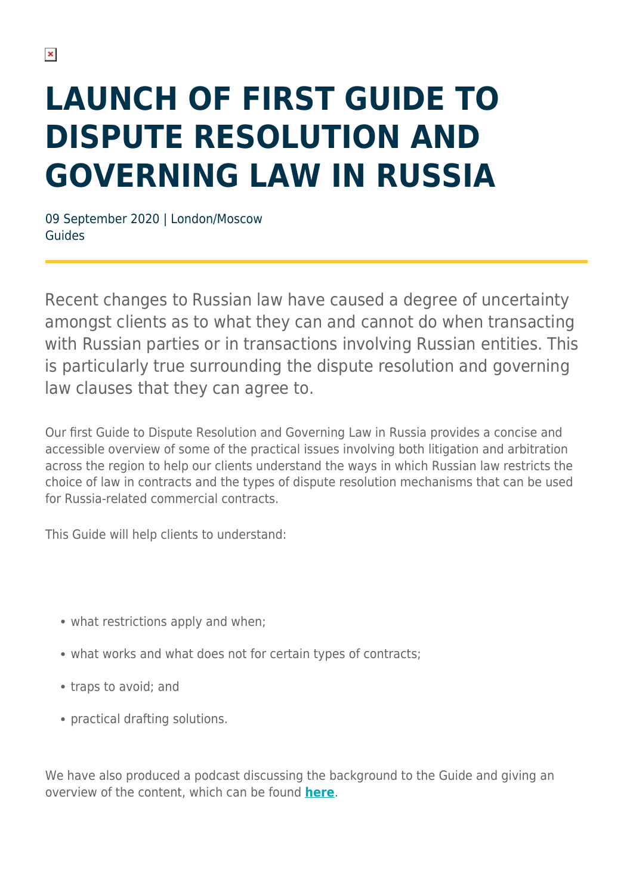# LAUNCH OF FIRST GUIDE TO DISPUTE RESOLUTION AND GOVERNING LAW IN RUSSIA

09 September 2020 | London/Moscow
Guides

Recent changes to Russian law have caused a degree of uncertainty amongst clients as to what they can and cannot do when transacting with Russian parties or in transactions involving Russian entities. This is particularly true surrounding the dispute resolution and governing law clauses that they can agree to.

Our first Guide to Dispute Resolution and Governing Law in Russia provides a concise and accessible overview of some of the practical issues involving both litigation and arbitration across the region to help our clients understand the ways in which Russian law restricts the choice of law in contracts and the types of dispute resolution mechanisms that can be used for Russia-related commercial contracts.

This Guide will help clients to understand:

- what restrictions apply and when;
- what works and what does not for certain types of contracts;
- traps to avoid; and
- practical drafting solutions.

We have also produced a podcast discussing the background to the Guide and giving an overview of the content, which can be found **here**.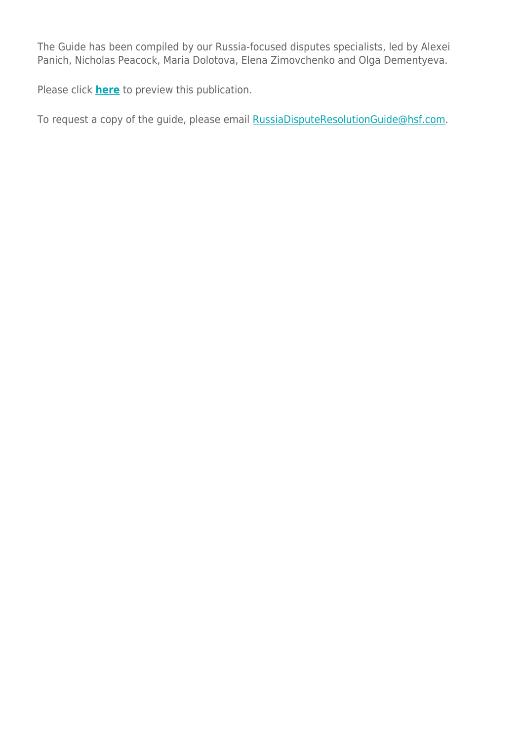The Guide has been compiled by our Russia-focused disputes specialists, led by Alexei Panich, Nicholas Peacock, Maria Dolotova, Elena Zimovchenko and Olga Dementyeva.

Please click **here** to preview this publication.

To request a copy of the guide, please email RussiaDisputeResolutionGuide@hsf.com.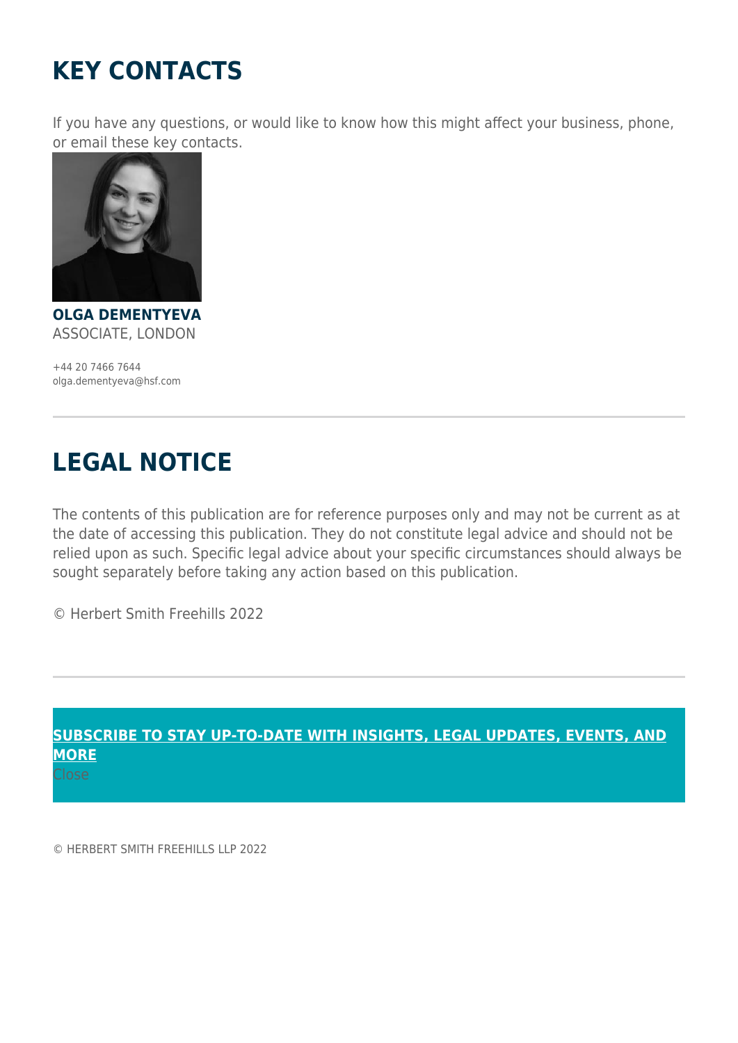## KEY CONTACTS

If you have any questions, or would like to know how this might affect your business, phone, or email these key contacts.

**OLGA DEMENTYEVA**
ASSOCIATE, LONDON

+44 20 7466 7644
olga.dementyeva@hsf.com

---

## LEGAL NOTICE

The contents of this publication are for reference purposes only and may not be current as at the date of accessing this publication. They do not constitute legal advice and should not be relied upon as such. Specific legal advice about your specific circumstances should always be sought separately before taking any action based on this publication.

© Herbert Smith Freehills 2022

---

**SUBSCRIBE TO STAY UP-TO-DATE WITH INSIGHTS, LEGAL UPDATES, EVENTS, AND MORE**
Close

© HERBERT SMITH FREEHILLS LLP 2022